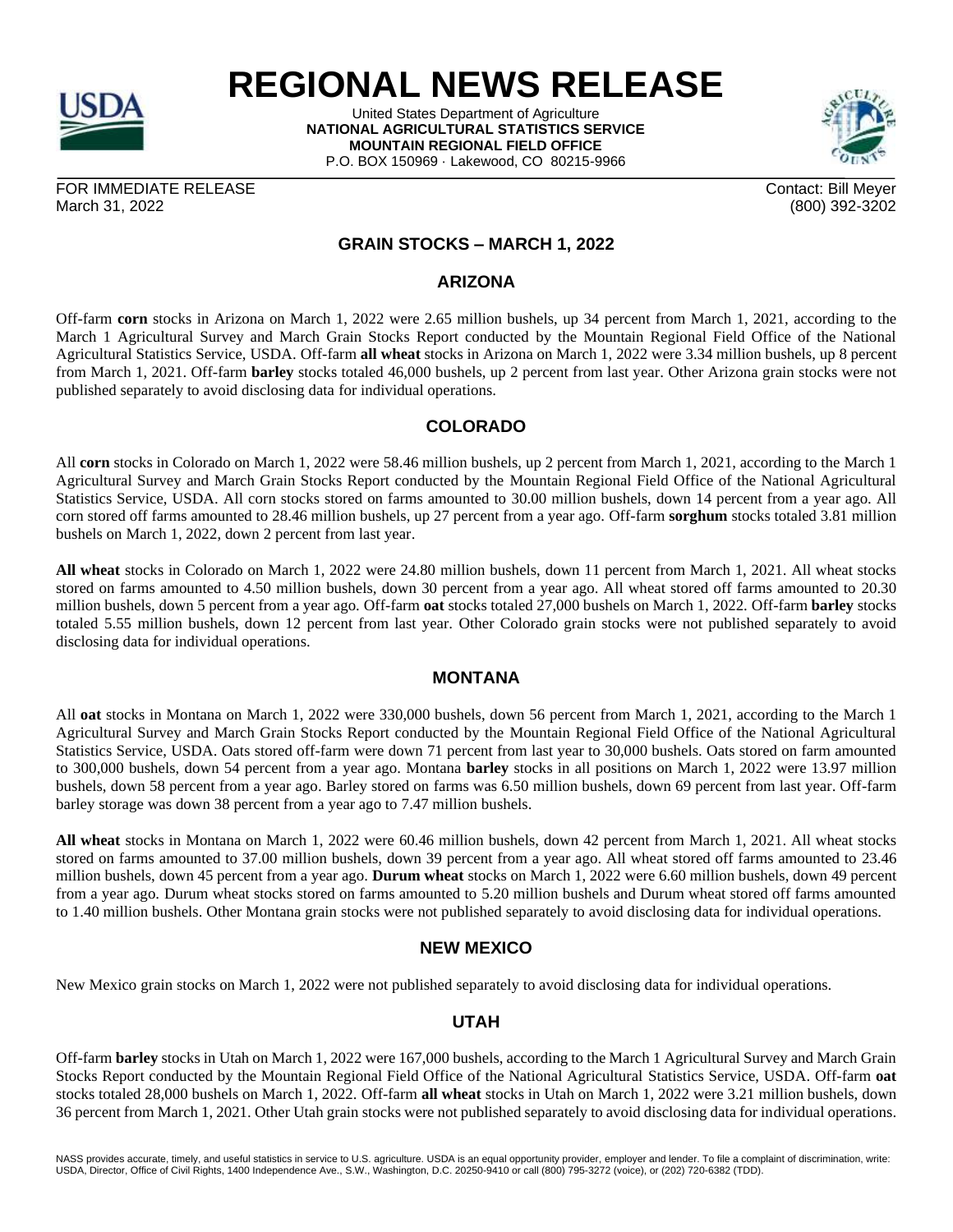# REGIONAL NEWS RELEASE

United States Department of Agriculture
**NATIONAL AGRICULTURAL STATISTICS SERVICE**
**MOUNTAIN REGIONAL FIELD OFFICE**
P.O. BOX 150969 · Lakewood, CO 80215-9966

FOR IMMEDIATE RELEASE
March 31, 2022

Contact: Bill Meyer
(800) 392-3202

## GRAIN STOCKS – MARCH 1, 2022

### ARIZONA

Off-farm **corn** stocks in Arizona on March 1, 2022 were 2.65 million bushels, up 34 percent from March 1, 2021, according to the March 1 Agricultural Survey and March Grain Stocks Report conducted by the Mountain Regional Field Office of the National Agricultural Statistics Service, USDA. Off-farm **all wheat** stocks in Arizona on March 1, 2022 were 3.34 million bushels, up 8 percent from March 1, 2021. Off-farm **barley** stocks totaled 46,000 bushels, up 2 percent from last year. Other Arizona grain stocks were not published separately to avoid disclosing data for individual operations.

### COLORADO

All **corn** stocks in Colorado on March 1, 2022 were 58.46 million bushels, up 2 percent from March 1, 2021, according to the March 1 Agricultural Survey and March Grain Stocks Report conducted by the Mountain Regional Field Office of the National Agricultural Statistics Service, USDA. All corn stocks stored on farms amounted to 30.00 million bushels, down 14 percent from a year ago. All corn stored off farms amounted to 28.46 million bushels, up 27 percent from a year ago. Off-farm **sorghum** stocks totaled 3.81 million bushels on March 1, 2022, down 2 percent from last year.

**All wheat** stocks in Colorado on March 1, 2022 were 24.80 million bushels, down 11 percent from March 1, 2021. All wheat stocks stored on farms amounted to 4.50 million bushels, down 30 percent from a year ago. All wheat stored off farms amounted to 20.30 million bushels, down 5 percent from a year ago. Off-farm **oat** stocks totaled 27,000 bushels on March 1, 2022. Off-farm **barley** stocks totaled 5.55 million bushels, down 12 percent from last year. Other Colorado grain stocks were not published separately to avoid disclosing data for individual operations.

### MONTANA

All **oat** stocks in Montana on March 1, 2022 were 330,000 bushels, down 56 percent from March 1, 2021, according to the March 1 Agricultural Survey and March Grain Stocks Report conducted by the Mountain Regional Field Office of the National Agricultural Statistics Service, USDA. Oats stored off-farm were down 71 percent from last year to 30,000 bushels. Oats stored on farm amounted to 300,000 bushels, down 54 percent from a year ago. Montana **barley** stocks in all positions on March 1, 2022 were 13.97 million bushels, down 58 percent from a year ago. Barley stored on farms was 6.50 million bushels, down 69 percent from last year. Off-farm barley storage was down 38 percent from a year ago to 7.47 million bushels.

**All wheat** stocks in Montana on March 1, 2022 were 60.46 million bushels, down 42 percent from March 1, 2021. All wheat stocks stored on farms amounted to 37.00 million bushels, down 39 percent from a year ago. All wheat stored off farms amounted to 23.46 million bushels, down 45 percent from a year ago. **Durum wheat** stocks on March 1, 2022 were 6.60 million bushels, down 49 percent from a year ago. Durum wheat stocks stored on farms amounted to 5.20 million bushels and Durum wheat stored off farms amounted to 1.40 million bushels. Other Montana grain stocks were not published separately to avoid disclosing data for individual operations.

### NEW MEXICO

New Mexico grain stocks on March 1, 2022 were not published separately to avoid disclosing data for individual operations.

### UTAH

Off-farm **barley** stocks in Utah on March 1, 2022 were 167,000 bushels, according to the March 1 Agricultural Survey and March Grain Stocks Report conducted by the Mountain Regional Field Office of the National Agricultural Statistics Service, USDA. Off-farm **oat** stocks totaled 28,000 bushels on March 1, 2022. Off-farm **all wheat** stocks in Utah on March 1, 2022 were 3.21 million bushels, down 36 percent from March 1, 2021. Other Utah grain stocks were not published separately to avoid disclosing data for individual operations.

NASS provides accurate, timely, and useful statistics in service to U.S. agriculture. USDA is an equal opportunity provider, employer and lender. To file a complaint of discrimination, write: USDA, Director, Office of Civil Rights, 1400 Independence Ave., S.W., Washington, D.C. 20250-9410 or call (800) 795-3272 (voice), or (202) 720-6382 (TDD).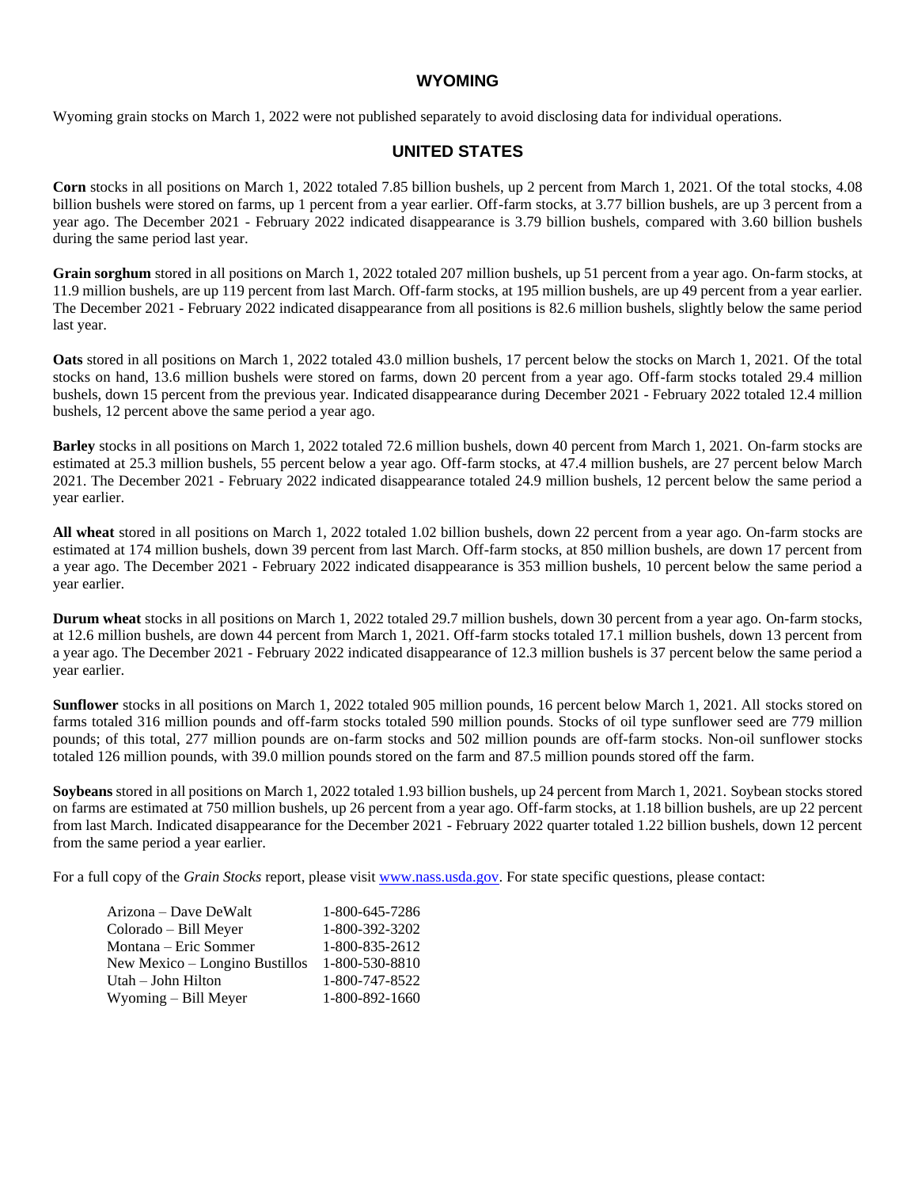## WYOMING

Wyoming grain stocks on March 1, 2022 were not published separately to avoid disclosing data for individual operations.

## UNITED STATES

**Corn** stocks in all positions on March 1, 2022 totaled 7.85 billion bushels, up 2 percent from March 1, 2021. Of the total stocks, 4.08 billion bushels were stored on farms, up 1 percent from a year earlier. Off-farm stocks, at 3.77 billion bushels, are up 3 percent from a year ago. The December 2021 - February 2022 indicated disappearance is 3.79 billion bushels, compared with 3.60 billion bushels during the same period last year.

**Grain sorghum** stored in all positions on March 1, 2022 totaled 207 million bushels, up 51 percent from a year ago. On-farm stocks, at 11.9 million bushels, are up 119 percent from last March. Off-farm stocks, at 195 million bushels, are up 49 percent from a year earlier. The December 2021 - February 2022 indicated disappearance from all positions is 82.6 million bushels, slightly below the same period last year.

**Oats** stored in all positions on March 1, 2022 totaled 43.0 million bushels, 17 percent below the stocks on March 1, 2021. Of the total stocks on hand, 13.6 million bushels were stored on farms, down 20 percent from a year ago. Off-farm stocks totaled 29.4 million bushels, down 15 percent from the previous year. Indicated disappearance during December 2021 - February 2022 totaled 12.4 million bushels, 12 percent above the same period a year ago.

**Barley** stocks in all positions on March 1, 2022 totaled 72.6 million bushels, down 40 percent from March 1, 2021. On-farm stocks are estimated at 25.3 million bushels, 55 percent below a year ago. Off-farm stocks, at 47.4 million bushels, are 27 percent below March 2021. The December 2021 - February 2022 indicated disappearance totaled 24.9 million bushels, 12 percent below the same period a year earlier.

**All wheat** stored in all positions on March 1, 2022 totaled 1.02 billion bushels, down 22 percent from a year ago. On-farm stocks are estimated at 174 million bushels, down 39 percent from last March. Off-farm stocks, at 850 million bushels, are down 17 percent from a year ago. The December 2021 - February 2022 indicated disappearance is 353 million bushels, 10 percent below the same period a year earlier.

**Durum wheat** stocks in all positions on March 1, 2022 totaled 29.7 million bushels, down 30 percent from a year ago. On-farm stocks, at 12.6 million bushels, are down 44 percent from March 1, 2021. Off-farm stocks totaled 17.1 million bushels, down 13 percent from a year ago. The December 2021 - February 2022 indicated disappearance of 12.3 million bushels is 37 percent below the same period a year earlier.

**Sunflower** stocks in all positions on March 1, 2022 totaled 905 million pounds, 16 percent below March 1, 2021. All stocks stored on farms totaled 316 million pounds and off-farm stocks totaled 590 million pounds. Stocks of oil type sunflower seed are 779 million pounds; of this total, 277 million pounds are on-farm stocks and 502 million pounds are off-farm stocks. Non-oil sunflower stocks totaled 126 million pounds, with 39.0 million pounds stored on the farm and 87.5 million pounds stored off the farm.

**Soybeans** stored in all positions on March 1, 2022 totaled 1.93 billion bushels, up 24 percent from March 1, 2021. Soybean stocks stored on farms are estimated at 750 million bushels, up 26 percent from a year ago. Off-farm stocks, at 1.18 billion bushels, are up 22 percent from last March. Indicated disappearance for the December 2021 - February 2022 quarter totaled 1.22 billion bushels, down 12 percent from the same period a year earlier.

For a full copy of the *Grain Stocks* report, please visit [www.nass.usda.gov](http://www.nass.usda.gov). For state specific questions, please contact:

| | |
|---|---|
| Arizona – Dave DeWalt | 1-800-645-7286 |
| Colorado – Bill Meyer | 1-800-392-3202 |
| Montana – Eric Sommer | 1-800-835-2612 |
| New Mexico – Longino Bustillos | 1-800-530-8810 |
| Utah – John Hilton | 1-800-747-8522 |
| Wyoming – Bill Meyer | 1-800-892-1660 |